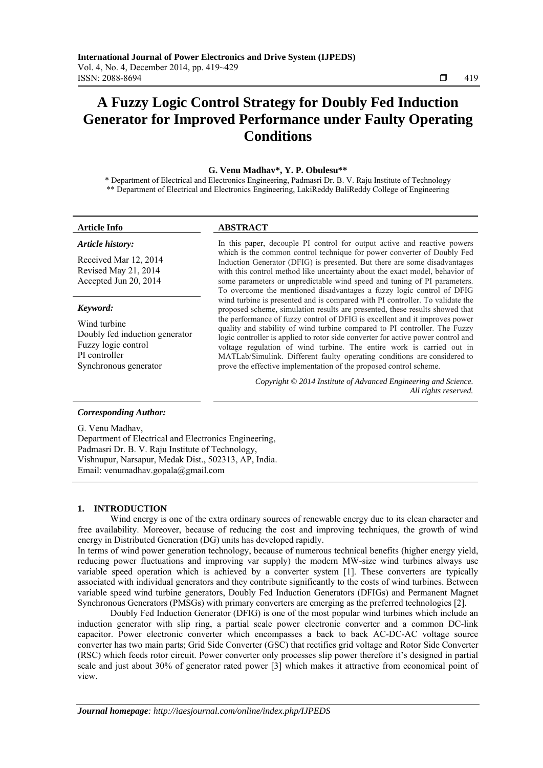# A Fuzzy Logic Control Strategy for Doubly Fed Induction Generator for Improved Performance under Faulty Operating Conditions

**G. Venu Madhav\*, Y. P. Obulesu\*\***

\* Department of Electrical and Electronics Engineering, Padmasri Dr. B. V. Raju Institute of Technology
\*\* Department of Electrical and Electronics Engineering, LakiReddy BaliReddy College of Engineering

**Article Info**

*Article history:*

Received Mar 12, 2014
Revised May 21, 2014
Accepted Jun 20, 2014

*Keyword:*

Wind turbine
Doubly fed induction generator
Fuzzy logic control
PI controller
Synchronous generator

**ABSTRACT**

In this paper, decouple PI control for output active and reactive powers which is the common control technique for power converter of Doubly Fed Induction Generator (DFIG) is presented. But there are some disadvantages with this control method like uncertainty about the exact model, behavior of some parameters or unpredictable wind speed and tuning of PI parameters. To overcome the mentioned disadvantages a fuzzy logic control of DFIG wind turbine is presented and is compared with PI controller. To validate the proposed scheme, simulation results are presented, these results showed that the performance of fuzzy control of DFIG is excellent and it improves power quality and stability of wind turbine compared to PI controller. The Fuzzy logic controller is applied to rotor side converter for active power control and voltage regulation of wind turbine. The entire work is carried out in MATLab/Simulink. Different faulty operating conditions are considered to prove the effective implementation of the proposed control scheme.

*Copyright © 2014 Institute of Advanced Engineering and Science. All rights reserved.*

*Corresponding Author:*

G. Venu Madhav,
Department of Electrical and Electronics Engineering,
Padmasri Dr. B. V. Raju Institute of Technology,
Vishnupur, Narsapur, Medak Dist., 502313, AP, India.
Email: venumadhav.gopala@gmail.com

## 1. INTRODUCTION

Wind energy is one of the extra ordinary sources of renewable energy due to its clean character and free availability. Moreover, because of reducing the cost and improving techniques, the growth of wind energy in Distributed Generation (DG) units has developed rapidly.

In terms of wind power generation technology, because of numerous technical benefits (higher energy yield, reducing power fluctuations and improving var supply) the modern MW-size wind turbines always use variable speed operation which is achieved by a converter system [1]. These converters are typically associated with individual generators and they contribute significantly to the costs of wind turbines. Between variable speed wind turbine generators, Doubly Fed Induction Generators (DFIGs) and Permanent Magnet Synchronous Generators (PMSGs) with primary converters are emerging as the preferred technologies [2].

Doubly Fed Induction Generator (DFIG) is one of the most popular wind turbines which include an induction generator with slip ring, a partial scale power electronic converter and a common DC-link capacitor. Power electronic converter which encompasses a back to back AC-DC-AC voltage source converter has two main parts; Grid Side Converter (GSC) that rectifies grid voltage and Rotor Side Converter (RSC) which feeds rotor circuit. Power converter only processes slip power therefore it's designed in partial scale and just about 30% of generator rated power [3] which makes it attractive from economical point of view.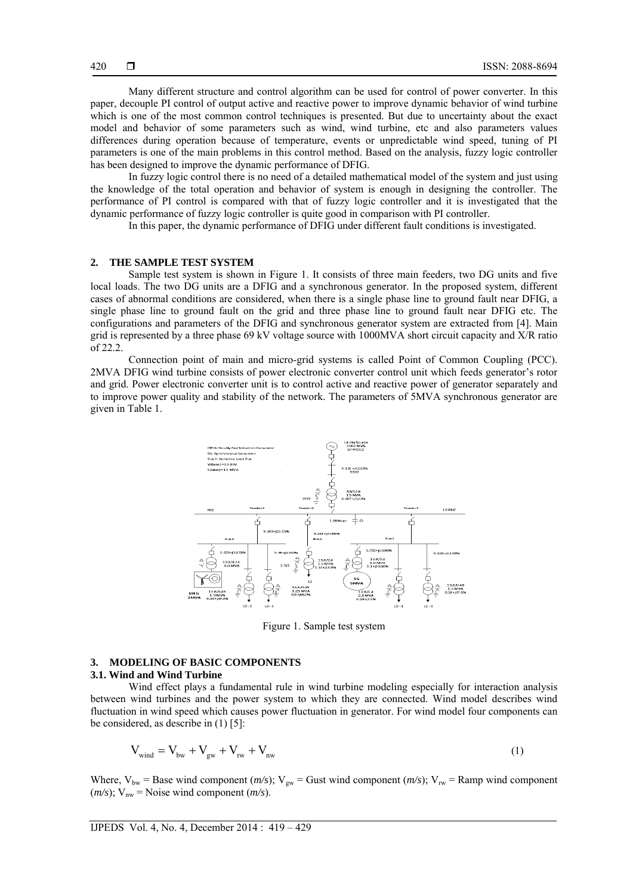Many different structure and control algorithm can be used for control of power converter. In this paper, decouple PI control of output active and reactive power to improve dynamic behavior of wind turbine which is one of the most common control techniques is presented. But due to uncertainty about the exact model and behavior of some parameters such as wind, wind turbine, etc and also parameters values differences during operation because of temperature, events or unpredictable wind speed, tuning of PI parameters is one of the main problems in this control method. Based on the analysis, fuzzy logic controller has been designed to improve the dynamic performance of DFIG.

In fuzzy logic control there is no need of a detailed mathematical model of the system and just using the knowledge of the total operation and behavior of system is enough in designing the controller. The performance of PI control is compared with that of fuzzy logic controller and it is investigated that the dynamic performance of fuzzy logic controller is quite good in comparison with PI controller.

In this paper, the dynamic performance of DFIG under different fault conditions is investigated.

## 2. THE SAMPLE TEST SYSTEM

Sample test system is shown in Figure 1. It consists of three main feeders, two DG units and five local loads. The two DG units are a DFIG and a synchronous generator. In the proposed system, different cases of abnormal conditions are considered, when there is a single phase line to ground fault near DFIG, a single phase line to ground fault on the grid and three phase line to ground fault near DFIG etc. The configurations and parameters of the DFIG and synchronous generator system are extracted from [4]. Main grid is represented by a three phase 69 kV voltage source with 1000MVA short circuit capacity and X/R ratio of 22.2.

Connection point of main and micro-grid systems is called Point of Common Coupling (PCC). 2MVA DFIG wind turbine consists of power electronic converter control unit which feeds generator's rotor and grid. Power electronic converter unit is to control active and reactive power of generator separately and to improve power quality and stability of the network. The parameters of 5MVA synchronous generator are given in Table 1.

Figure 1. Sample test system

## 3. MODELING OF BASIC COMPONENTS

### 3.1. Wind and Wind Turbine

Wind effect plays a fundamental rule in wind turbine modeling especially for interaction analysis between wind turbines and the power system to which they are connected. Wind model describes wind fluctuation in wind speed which causes power fluctuation in generator. For wind model four components can be considered, as describe in (1) [5]:

$$V_{wind} = V_{bw} + V_{gw} + V_{rw} + V_{nw} \tag{1}$$

Where, $V_{bw}$ = Base wind component (*m/s*); $V_{gw}$ = Gust wind component (*m/s*); $V_{rw}$ = Ramp wind component (*m/s*); $V_{nw}$ = Noise wind component (*m/s*).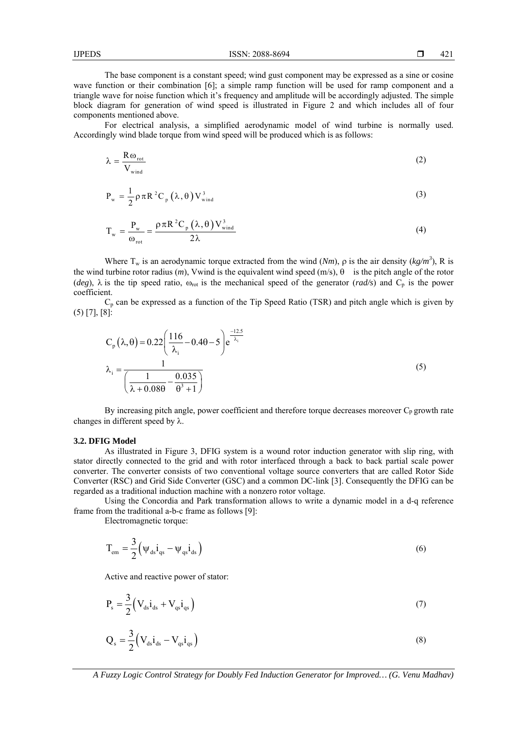The base component is a constant speed; wind gust component may be expressed as a sine or cosine wave function or their combination [6]; a simple ramp function will be used for ramp component and a triangle wave for noise function which it's frequency and amplitude will be accordingly adjusted. The simple block diagram for generation of wind speed is illustrated in Figure 2 and which includes all of four components mentioned above.

For electrical analysis, a simplified aerodynamic model of wind turbine is normally used. Accordingly wind blade torque from wind speed will be produced which is as follows:

$$\lambda = \frac{R\omega_{rot}}{V_{wind}} \tag{2}$$

$$P_w = \frac{1}{2}\rho\pi R^2 C_p(\lambda, \theta) V_{wind}^3 \tag{3}$$

$$T_w = \frac{P_w}{\omega_{rot}} = \frac{\rho\pi R^2 C_p(\lambda, \theta) V_{wind}^3}{2\lambda} \tag{4}$$

Where $T_w$ is an aerodynamic torque extracted from the wind (*Nm*), $\rho$ is the air density (*kg/m*$^3$), R is the wind turbine rotor radius (*m*), Vwind is the equivalent wind speed (m/s), $\theta$ is the pitch angle of the rotor (*deg*), $\lambda$ is the tip speed ratio, $\omega_{rot}$ is the mechanical speed of the generator (*rad/s*) and $C_p$ is the power coefficient.

$C_p$ can be expressed as a function of the Tip Speed Ratio (TSR) and pitch angle which is given by (5) [7], [8]:

$$C_p(\lambda, \theta) = 0.22\left(\frac{116}{\lambda_i} - 0.4\theta - 5\right)e^{\frac{-12.5}{\lambda_i}}$$
$$\lambda_i = \frac{1}{\left(\frac{1}{\lambda + 0.08\theta} - \frac{0.035}{\theta^3 + 1}\right)} \tag{5}$$

By increasing pitch angle, power coefficient and therefore torque decreases moreover $C_p$ growth rate changes in different speed by $\lambda$.

### 3.2. DFIG Model

As illustrated in Figure 3, DFIG system is a wound rotor induction generator with slip ring, with stator directly connected to the grid and with rotor interfaced through a back to back partial scale power converter. The converter consists of two conventional voltage source converters that are called Rotor Side Converter (RSC) and Grid Side Converter (GSC) and a common DC-link [3]. Consequently the DFIG can be regarded as a traditional induction machine with a nonzero rotor voltage.

Using the Concordia and Park transformation allows to write a dynamic model in a d-q reference frame from the traditional a-b-c frame as follows [9]:

Electromagnetic torque:

$$T_{em} = \frac{3}{2}\left(\psi_{ds} i_{qs} - \psi_{qs} i_{ds}\right) \tag{6}$$

Active and reactive power of stator:

$$P_s = \frac{3}{2}\left(V_{ds} i_{ds} + V_{qs} i_{qs}\right) \tag{7}$$

$$Q_s = \frac{3}{2}\left(V_{ds} i_{ds} - V_{qs} i_{qs}\right) \tag{8}$$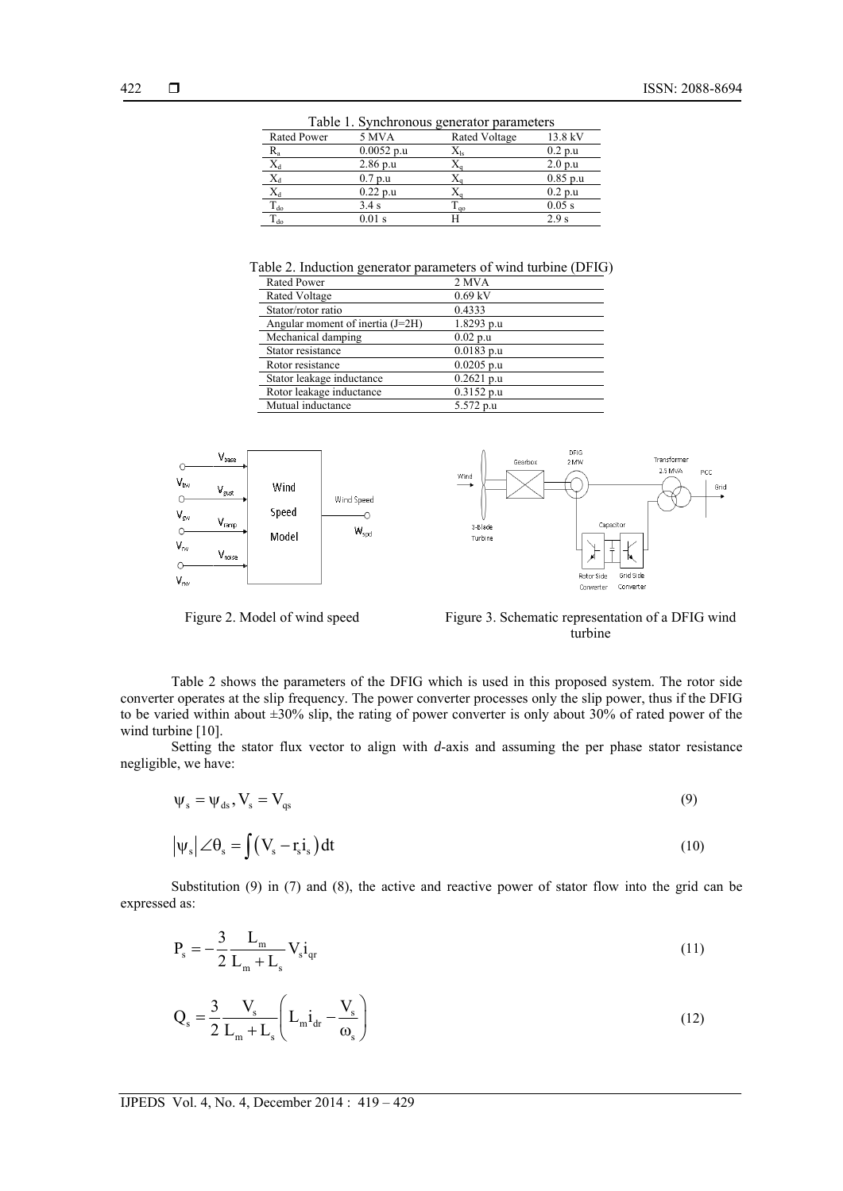Table 1. Synchronous generator parameters

| Rated Power | 5 MVA | Rated Voltage | 13.8 kV |
|---|---|---|---|
| $R_a$ | 0.0052 p.u | $X_{ls}$ | 0.2 p.u |
| $X_d$ | 2.86 p.u | $X_q$ | 2.0 p.u |
| $X_d$ | 0.7 p.u | $X_q$ | 0.85 p.u |
| $X_d$ | 0.22 p.u | $X_q$ | 0.2 p.u |
| $T_{do}$ | 3.4 s | $T_{qo}$ | 0.05 s |
| $T_{do}$ | 0.01 s | H | 2.9 s |

Table 2. Induction generator parameters of wind turbine (DFIG)

| Rated Power | 2 MVA |
|---|---|
| Rated Voltage | 0.69 kV |
| Stator/rotor ratio | 0.4333 |
| Angular moment of inertia (J=2H) | 1.8293 p.u |
| Mechanical damping | 0.02 p.u |
| Stator resistance | 0.0183 p.u |
| Rotor resistance | 0.0205 p.u |
| Stator leakage inductance | 0.2621 p.u |
| Rotor leakage inductance | 0.3152 p.u |
| Mutual inductance | 5.572 p.u |

Figure 2. Model of wind speed

Figure 3. Schematic representation of a DFIG wind turbine

Table 2 shows the parameters of the DFIG which is used in this proposed system. The rotor side converter operates at the slip frequency. The power converter processes only the slip power, thus if the DFIG to be varied within about ±30% slip, the rating of power converter is only about 30% of rated power of the wind turbine [10].

Setting the stator flux vector to align with *d*-axis and assuming the per phase stator resistance negligible, we have:

$$\psi_s = \psi_{ds}, V_s = V_{qs} \tag{9}$$

$$\left|\psi_s\right| \angle \theta_s = \int \left(V_s - r_s i_s\right) dt \tag{10}$$

Substitution (9) in (7) and (8), the active and reactive power of stator flow into the grid can be expressed as:

$$P_s = -\frac{3}{2}\frac{L_m}{L_m + L_s} V_s i_{qr} \tag{11}$$

$$Q_s = \frac{3}{2}\frac{V_s}{L_m + L_s}\left(L_m i_{dr} - \frac{V_s}{\omega_s}\right) \tag{12}$$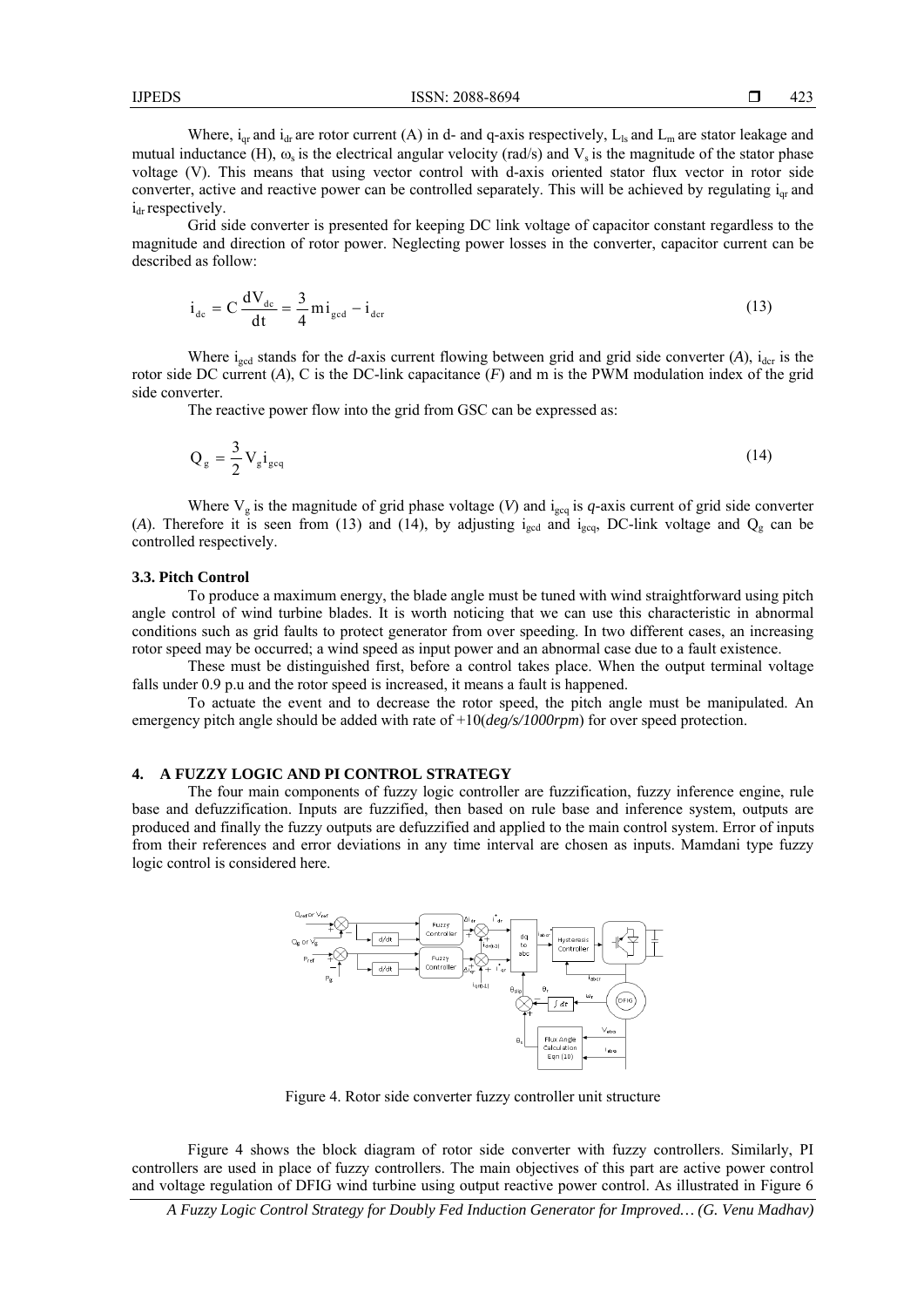Where, $i_{qr}$ and $i_{dr}$ are rotor current (A) in d- and q-axis respectively, $L_{ls}$ and $L_m$ are stator leakage and mutual inductance (H), $\omega_s$ is the electrical angular velocity (rad/s) and $V_s$ is the magnitude of the stator phase voltage (V). This means that using vector control with d-axis oriented stator flux vector in rotor side converter, active and reactive power can be controlled separately. This will be achieved by regulating $i_{qr}$ and $i_{dr}$ respectively.

Grid side converter is presented for keeping DC link voltage of capacitor constant regardless to the magnitude and direction of rotor power. Neglecting power losses in the converter, capacitor current can be described as follow:

$$i_{dc} = C\frac{dV_{dc}}{dt} = \frac{3}{4}m\, i_{gcd} - i_{dcr} \tag{13}$$

Where $i_{gcd}$ stands for the *d*-axis current flowing between grid and grid side converter (*A*), $i_{dcr}$ is the rotor side DC current (*A*), C is the DC-link capacitance (*F*) and m is the PWM modulation index of the grid side converter.

The reactive power flow into the grid from GSC can be expressed as:

$$Q_g = \frac{3}{2}V_g i_{gcq} \tag{14}$$

Where $V_g$ is the magnitude of grid phase voltage (*V*) and $i_{gcq}$ is *q*-axis current of grid side converter (*A*). Therefore it is seen from (13) and (14), by adjusting $i_{gcd}$ and $i_{gcq}$, DC-link voltage and $Q_g$ can be controlled respectively.

### 3.3. Pitch Control

To produce a maximum energy, the blade angle must be tuned with wind straightforward using pitch angle control of wind turbine blades. It is worth noticing that we can use this characteristic in abnormal conditions such as grid faults to protect generator from over speeding. In two different cases, an increasing rotor speed may be occurred; a wind speed as input power and an abnormal case due to a fault existence.

These must be distinguished first, before a control takes place. When the output terminal voltage falls under 0.9 p.u and the rotor speed is increased, it means a fault is happened.

To actuate the event and to decrease the rotor speed, the pitch angle must be manipulated. An emergency pitch angle should be added with rate of +10(*deg/s/1000rpm*) for over speed protection.

## 4. A FUZZY LOGIC AND PI CONTROL STRATEGY

The four main components of fuzzy logic controller are fuzzification, fuzzy inference engine, rule base and defuzzification. Inputs are fuzzified, then based on rule base and inference system, outputs are produced and finally the fuzzy outputs are defuzzified and applied to the main control system. Error of inputs from their references and error deviations in any time interval are chosen as inputs. Mamdani type fuzzy logic control is considered here.

Figure 4. Rotor side converter fuzzy controller unit structure

Figure 4 shows the block diagram of rotor side converter with fuzzy controllers. Similarly, PI controllers are used in place of fuzzy controllers. The main objectives of this part are active power control and voltage regulation of DFIG wind turbine using output reactive power control. As illustrated in Figure 6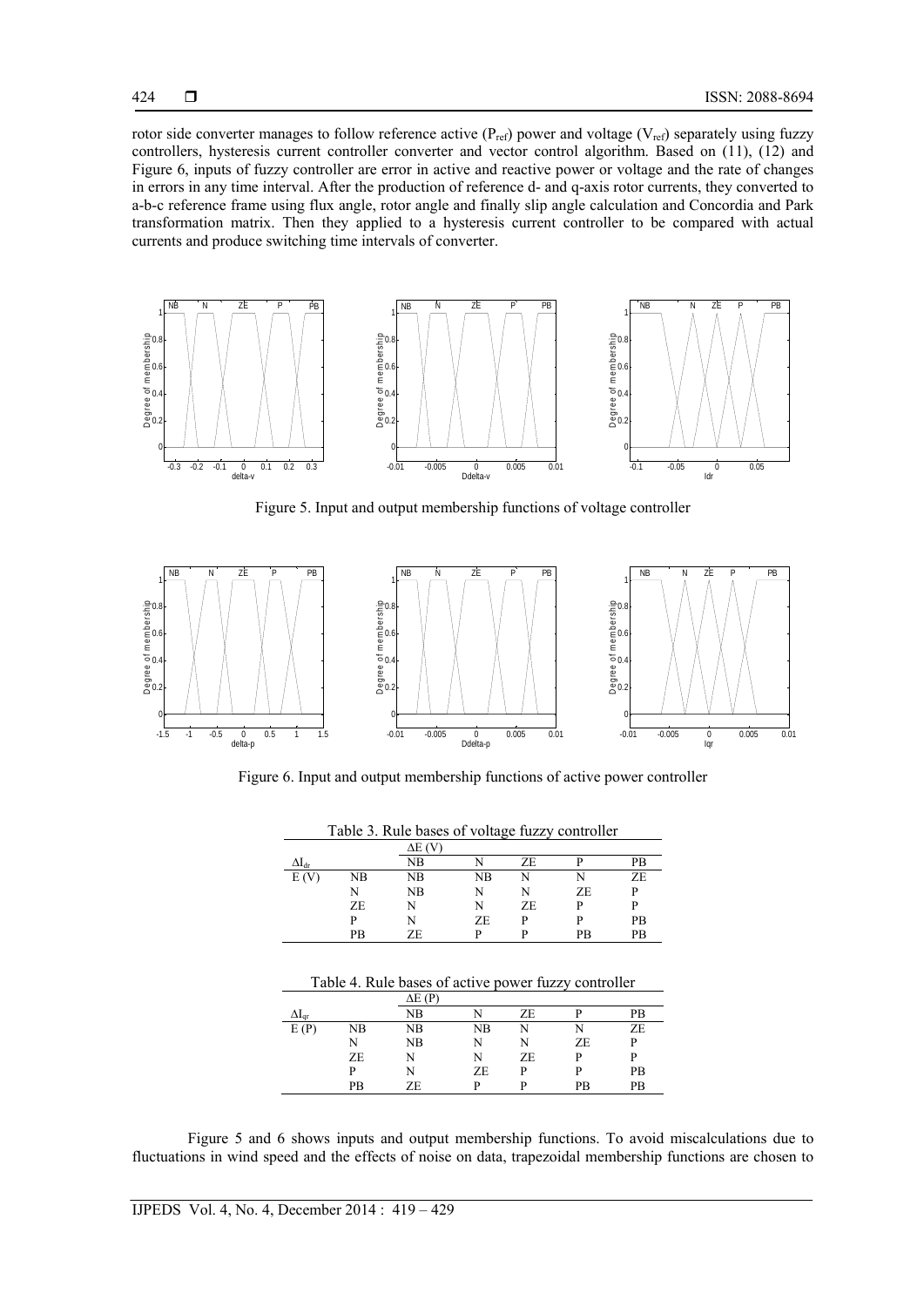rotor side converter manages to follow reference active ($P_{ref}$) power and voltage ($V_{ref}$) separately using fuzzy controllers, hysteresis current controller converter and vector control algorithm. Based on (11), (12) and Figure 6, inputs of fuzzy controller are error in active and reactive power or voltage and the rate of changes in errors in any time interval. After the production of reference d- and q-axis rotor currents, they converted to a-b-c reference frame using flux angle, rotor angle and finally slip angle calculation and Concordia and Park transformation matrix. Then they applied to a hysteresis current controller to be compared with actual currents and produce switching time intervals of converter.

Figure 5. Input and output membership functions of voltage controller

Figure 6. Input and output membership functions of active power controller

Table 3. Rule bases of voltage fuzzy controller

| $\Delta I_{dr}$ | | $\Delta E$ (V) NB | N | ZE | P | PB |
|---|---|---|---|---|---|---|
| E (V) | NB | NB | NB | N | N | ZE |
| | N | NB | N | N | ZE | P |
| | ZE | N | N | ZE | P | P |
| | P | N | ZE | P | P | PB |
| | PB | ZE | P | P | PB | PB |

Table 4. Rule bases of active power fuzzy controller

| $\Delta I_{qr}$ | | $\Delta E$ (P) NB | N | ZE | P | PB |
|---|---|---|---|---|---|---|
| E (P) | NB | NB | NB | N | N | ZE |
| | N | NB | N | N | ZE | P |
| | ZE | N | N | ZE | P | P |
| | P | N | ZE | P | P | PB |
| | PB | ZE | P | P | PB | PB |

Figure 5 and 6 shows inputs and output membership functions. To avoid miscalculations due to fluctuations in wind speed and the effects of noise on data, trapezoidal membership functions are chosen to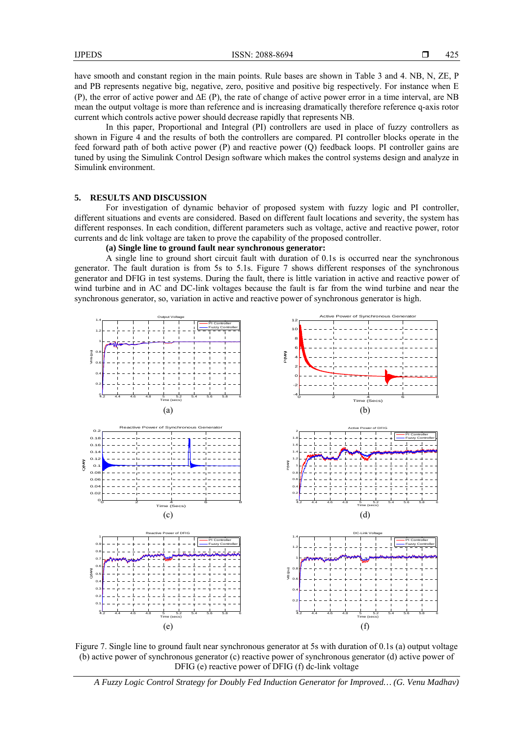have smooth and constant region in the main points. Rule bases are shown in Table 3 and 4. NB, N, ZE, P and PB represents negative big, negative, zero, positive and positive big respectively. For instance when E (P), the error of active power and ΔE (P), the rate of change of active power error in a time interval, are NB mean the output voltage is more than reference and is increasing dramatically therefore reference q-axis rotor current which controls active power should decrease rapidly that represents NB.

In this paper, Proportional and Integral (PI) controllers are used in place of fuzzy controllers as shown in Figure 4 and the results of both the controllers are compared. PI controller blocks operate in the feed forward path of both active power (P) and reactive power (Q) feedback loops. PI controller gains are tuned by using the Simulink Control Design software which makes the control systems design and analyze in Simulink environment.

## 5. RESULTS AND DISCUSSION

For investigation of dynamic behavior of proposed system with fuzzy logic and PI controller, different situations and events are considered. Based on different fault locations and severity, the system has different responses. In each condition, different parameters such as voltage, active and reactive power, rotor currents and dc link voltage are taken to prove the capability of the proposed controller.

**(a) Single line to ground fault near synchronous generator:**

A single line to ground short circuit fault with duration of 0.1s is occurred near the synchronous generator. The fault duration is from 5s to 5.1s. Figure 7 shows different responses of the synchronous generator and DFIG in test systems. During the fault, there is little variation in active and reactive power of wind turbine and in AC and DC-link voltages because the fault is far from the wind turbine and near the synchronous generator, so, variation in active and reactive power of synchronous generator is high.

Figure 7. Single line to ground fault near synchronous generator at 5s with duration of 0.1s (a) output voltage (b) active power of synchronous generator (c) reactive power of synchronous generator (d) active power of DFIG (e) reactive power of DFIG (f) dc-link voltage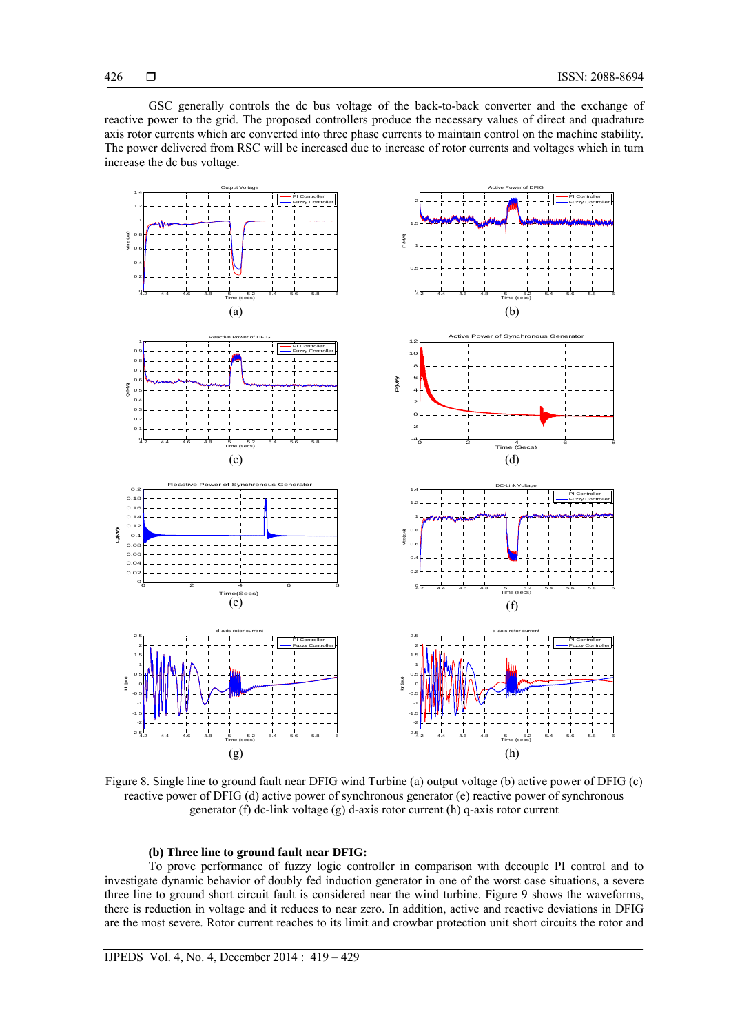GSC generally controls the dc bus voltage of the back-to-back converter and the exchange of reactive power to the grid. The proposed controllers produce the necessary values of direct and quadrature axis rotor currents which are converted into three phase currents to maintain control on the machine stability. The power delivered from RSC will be increased due to increase of rotor currents and voltages which in turn increase the dc bus voltage.

(a)

(b)

(c)

(d)

(e)

(f)

(g)

(h)

Figure 8. Single line to ground fault near DFIG wind Turbine (a) output voltage (b) active power of DFIG (c) reactive power of DFIG (d) active power of synchronous generator (e) reactive power of synchronous generator (f) dc-link voltage (g) d-axis rotor current (h) q-axis rotor current

**(b) Three line to ground fault near DFIG:**

To prove performance of fuzzy logic controller in comparison with decouple PI control and to investigate dynamic behavior of doubly fed induction generator in one of the worst case situations, a severe three line to ground short circuit fault is considered near the wind turbine. Figure 9 shows the waveforms, there is reduction in voltage and it reduces to near zero. In addition, active and reactive deviations in DFIG are the most severe. Rotor current reaches to its limit and crowbar protection unit short circuits the rotor and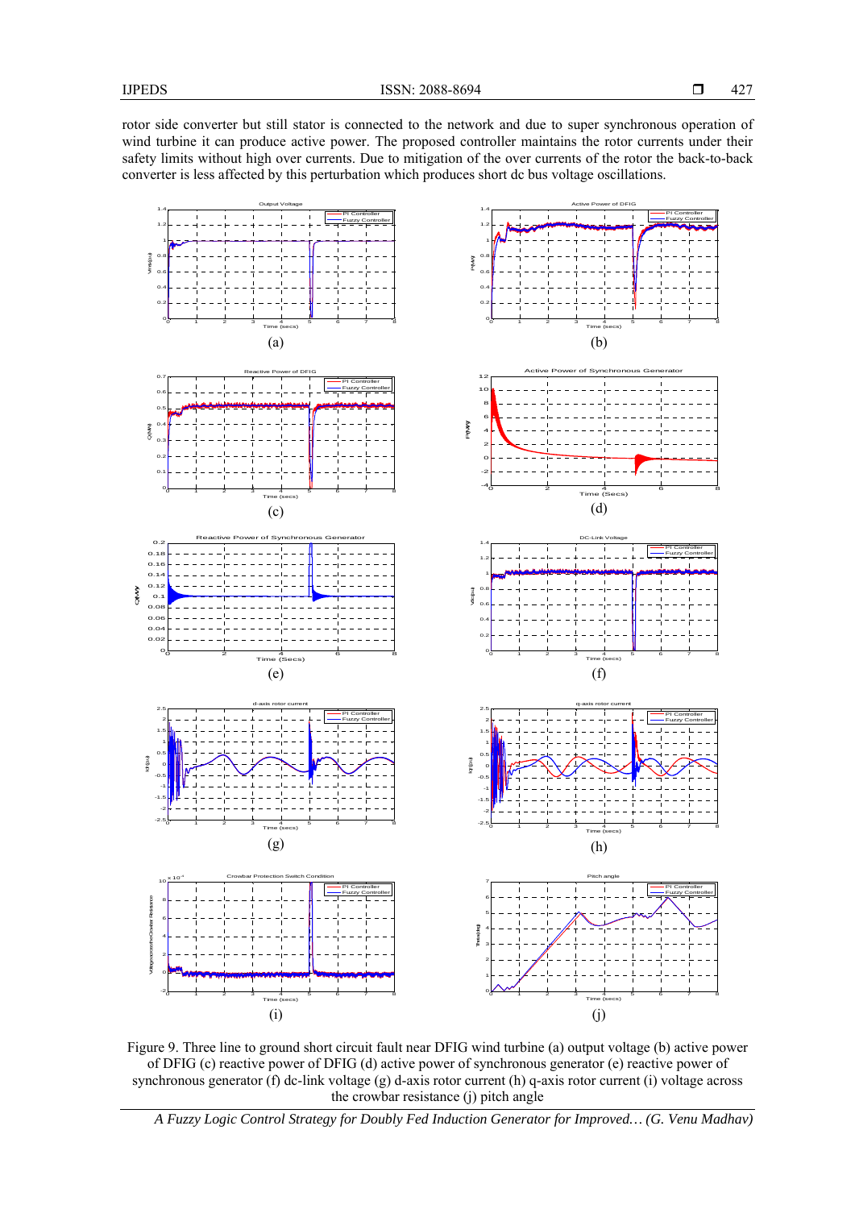rotor side converter but still stator is connected to the network and due to super synchronous operation of wind turbine it can produce active power. The proposed controller maintains the rotor currents under their safety limits without high over currents. Due to mitigation of the over currents of the rotor the back-to-back converter is less affected by this perturbation which produces short dc bus voltage oscillations.

Figure 9. Three line to ground short circuit fault near DFIG wind turbine (a) output voltage (b) active power of DFIG (c) reactive power of DFIG (d) active power of synchronous generator (e) reactive power of synchronous generator (f) dc-link voltage (g) d-axis rotor current (h) q-axis rotor current (i) voltage across the crowbar resistance (j) pitch angle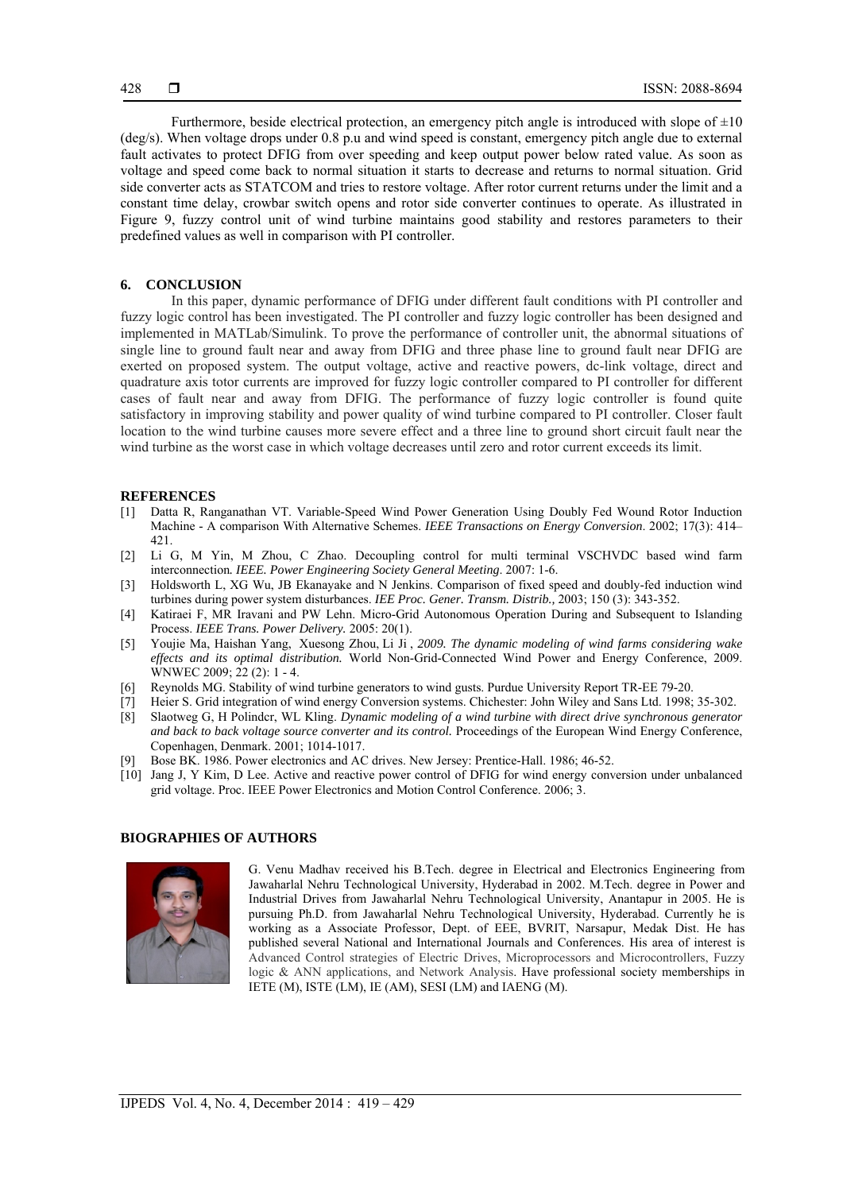Furthermore, beside electrical protection, an emergency pitch angle is introduced with slope of ±10 (deg/s). When voltage drops under 0.8 p.u and wind speed is constant, emergency pitch angle due to external fault activates to protect DFIG from over speeding and keep output power below rated value. As soon as voltage and speed come back to normal situation it starts to decrease and returns to normal situation. Grid side converter acts as STATCOM and tries to restore voltage. After rotor current returns under the limit and a constant time delay, crowbar switch opens and rotor side converter continues to operate. As illustrated in Figure 9, fuzzy control unit of wind turbine maintains good stability and restores parameters to their predefined values as well in comparison with PI controller.

## 6. CONCLUSION

In this paper, dynamic performance of DFIG under different fault conditions with PI controller and fuzzy logic control has been investigated. The PI controller and fuzzy logic controller has been designed and implemented in MATLab/Simulink. To prove the performance of controller unit, the abnormal situations of single line to ground fault near and away from DFIG and three phase line to ground fault near DFIG are exerted on proposed system. The output voltage, active and reactive powers, dc-link voltage, direct and quadrature axis totor currents are improved for fuzzy logic controller compared to PI controller for different cases of fault near and away from DFIG. The performance of fuzzy logic controller is found quite satisfactory in improving stability and power quality of wind turbine compared to PI controller. Closer fault location to the wind turbine causes more severe effect and a three line to ground short circuit fault near the wind turbine as the worst case in which voltage decreases until zero and rotor current exceeds its limit.

## REFERENCES

[1] Datta R, Ranganathan VT. Variable-Speed Wind Power Generation Using Doubly Fed Wound Rotor Induction Machine - A comparison With Alternative Schemes. *IEEE Transactions on Energy Conversion*. 2002; 17(3): 414–421.

[2] Li G, M Yin, M Zhou, C Zhao. Decoupling control for multi terminal VSCHVDC based wind farm interconnection*. IEEE. Power Engineering Society General Meeting*. 2007: 1-6.

[3] Holdsworth L, XG Wu, JB Ekanayake and N Jenkins. Comparison of fixed speed and doubly-fed induction wind turbines during power system disturbances. *IEE Proc. Gener. Transm. Distrib.,* 2003; 150 (3): 343-352.

[4] Katiraei F, MR Iravani and PW Lehn. Micro-Grid Autonomous Operation During and Subsequent to Islanding Process. *IEEE Trans. Power Delivery.* 2005: 20(1).

[5] Youjie Ma, Haishan Yang, Xuesong Zhou, Li Ji , *2009. The dynamic modeling of wind farms considering wake effects and its optimal distribution.* World Non-Grid-Connected Wind Power and Energy Conference, 2009. WNWEC 2009; 22 (2): 1 - 4.

[6] Reynolds MG. Stability of wind turbine generators to wind gusts. Purdue University Report TR-EE 79-20.

[7] Heier S. Grid integration of wind energy Conversion systems. Chichester: John Wiley and Sans Ltd. 1998; 35-302.

[8] Slaotweg G, H Polindcr, WL Kling. *Dynamic modeling of a wind turbine with direct drive synchronous generator and back to back voltage source converter and its control.* Proceedings of the European Wind Energy Conference, Copenhagen, Denmark. 2001; 1014-1017.

[9] Bose BK. 1986. Power electronics and AC drives. New Jersey: Prentice-Hall. 1986; 46-52.

[10] Jang J, Y Kim, D Lee. Active and reactive power control of DFIG for wind energy conversion under unbalanced grid voltage. Proc. IEEE Power Electronics and Motion Control Conference. 2006; 3.

## BIOGRAPHIES OF AUTHORS

G. Venu Madhav received his B.Tech. degree in Electrical and Electronics Engineering from Jawaharlal Nehru Technological University, Hyderabad in 2002. M.Tech. degree in Power and Industrial Drives from Jawaharlal Nehru Technological University, Anantapur in 2005. He is pursuing Ph.D. from Jawaharlal Nehru Technological University, Hyderabad. Currently he is working as a Associate Professor, Dept. of EEE, BVRIT, Narsapur, Medak Dist. He has published several National and International Journals and Conferences. His area of interest is Advanced Control strategies of Electric Drives, Microprocessors and Microcontrollers, Fuzzy logic & ANN applications, and Network Analysis. Have professional society memberships in IETE (M), ISTE (LM), IE (AM), SESI (LM) and IAENG (M).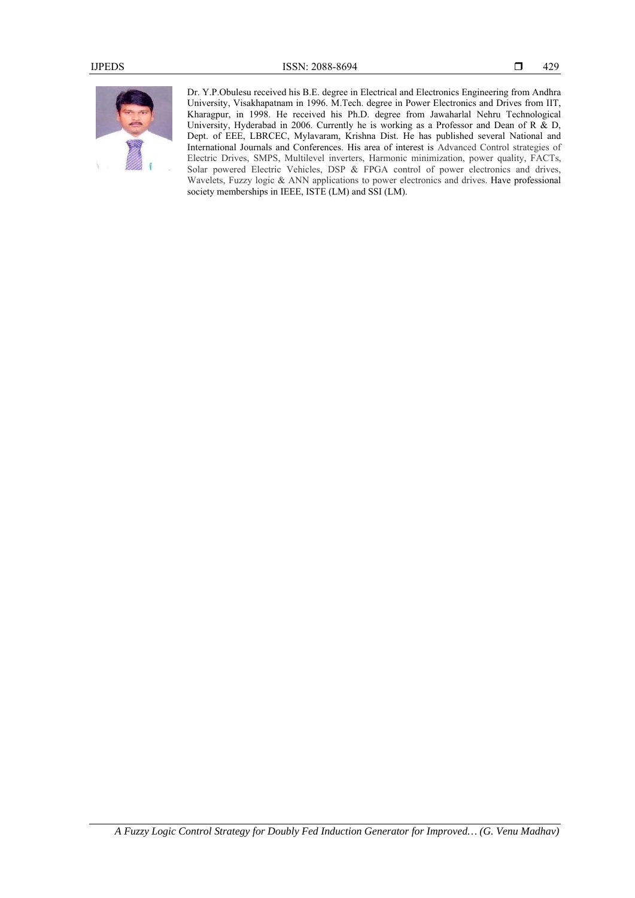Dr. Y.P.Obulesu received his B.E. degree in Electrical and Electronics Engineering from Andhra University, Visakhapatnam in 1996. M.Tech. degree in Power Electronics and Drives from IIT, Kharagpur, in 1998. He received his Ph.D. degree from Jawaharlal Nehru Technological University, Hyderabad in 2006. Currently he is working as a Professor and Dean of R & D, Dept. of EEE, LBRCEC, Mylavaram, Krishna Dist. He has published several National and International Journals and Conferences. His area of interest is Advanced Control strategies of Electric Drives, SMPS, Multilevel inverters, Harmonic minimization, power quality, FACTs, Solar powered Electric Vehicles, DSP & FPGA control of power electronics and drives, Wavelets, Fuzzy logic & ANN applications to power electronics and drives. Have professional society memberships in IEEE, ISTE (LM) and SSI (LM).